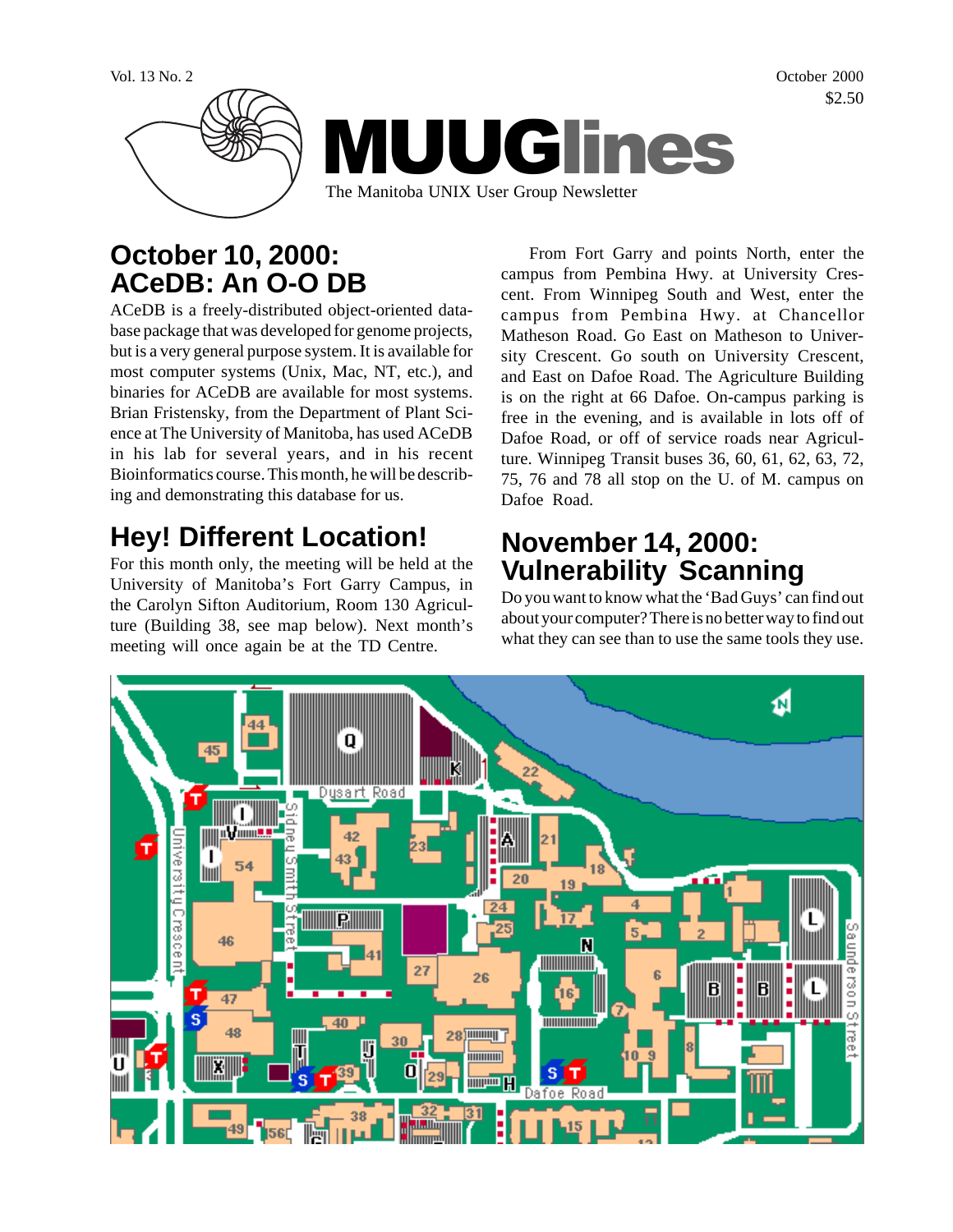# MUUGlines

The Manitoba UNIX User Group Newsletter

Vol. 13 No. 2 — October 2000 — $2.50

## October 10, 2000: ACeDB: An O-O DB

ACeDB is a freely-distributed object-oriented database package that was developed for genome projects, but is a very general purpose system. It is available for most computer systems (Unix, Mac, NT, etc.), and binaries for ACeDB are available for most systems. Brian Fristensky, from the Department of Plant Science at The University of Manitoba, has used ACeDB in his lab for several years, and in his recent Bioinformatics course. This month, he will be describing and demonstrating this database for us.

## Hey! Different Location!

For this month only, the meeting will be held at the University of Manitoba's Fort Garry Campus, in the Carolyn Sifton Auditorium, Room 130 Agriculture (Building 38, see map below). Next month's meeting will once again be at the TD Centre.

From Fort Garry and points North, enter the campus from Pembina Hwy. at University Crescent. From Winnipeg South and West, enter the campus from Pembina Hwy. at Chancellor Matheson Road. Go East on Matheson to University Crescent. Go south on University Crescent, and East on Dafoe Road. The Agriculture Building is on the right at 66 Dafoe. On-campus parking is free in the evening, and is available in lots off of Dafoe Road, or off of service roads near Agriculture. Winnipeg Transit buses 36, 60, 61, 62, 63, 72, 75, 76 and 78 all stop on the U. of M. campus on Dafoe Road.

## November 14, 2000: Vulnerability Scanning

Do you want to know what the 'Bad Guys' can find out about your computer? There is no better way to find out what they can see than to use the same tools they use.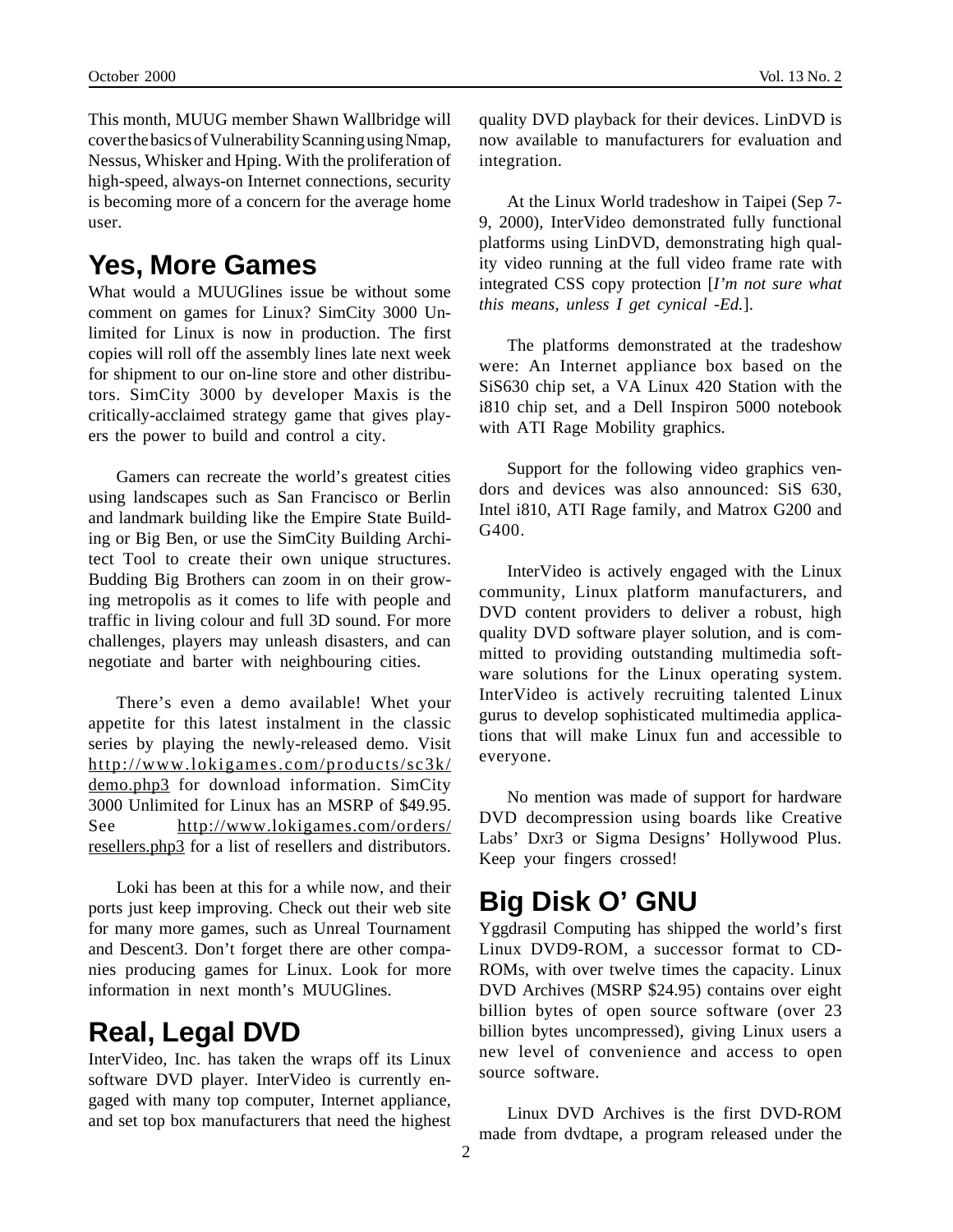This month, MUUG member Shawn Wallbridge will cover the basics of Vulnerability Scanning using Nmap, Nessus, Whisker and Hping. With the proliferation of high-speed, always-on Internet connections, security is becoming more of a concern for the average home user.

## Yes, More Games

What would a MUUGlines issue be without some comment on games for Linux? SimCity 3000 Unlimited for Linux is now in production. The first copies will roll off the assembly lines late next week for shipment to our on-line store and other distributors. SimCity 3000 by developer Maxis is the critically-acclaimed strategy game that gives players the power to build and control a city.

Gamers can recreate the world's greatest cities using landscapes such as San Francisco or Berlin and landmark building like the Empire State Building or Big Ben, or use the SimCity Building Architect Tool to create their own unique structures. Budding Big Brothers can zoom in on their growing metropolis as it comes to life with people and traffic in living colour and full 3D sound. For more challenges, players may unleash disasters, and can negotiate and barter with neighbouring cities.

There's even a demo available! Whet your appetite for this latest instalment in the classic series by playing the newly-released demo. Visit http://www.lokigames.com/products/sc3k/demo.php3 for download information. SimCity 3000 Unlimited for Linux has an MSRP of $49.95. See http://www.lokigames.com/orders/resellers.php3 for a list of resellers and distributors.

Loki has been at this for a while now, and their ports just keep improving. Check out their web site for many more games, such as Unreal Tournament and Descent3. Don't forget there are other companies producing games for Linux. Look for more information in next month's MUUGlines.

## Real, Legal DVD

InterVideo, Inc. has taken the wraps off its Linux software DVD player. InterVideo is currently engaged with many top computer, Internet appliance, and set top box manufacturers that need the highest quality DVD playback for their devices. LinDVD is now available to manufacturers for evaluation and integration.

At the Linux World tradeshow in Taipei (Sep 7-9, 2000), InterVideo demonstrated fully functional platforms using LinDVD, demonstrating high quality video running at the full video frame rate with integrated CSS copy protection [*I'm not sure what this means, unless I get cynical -Ed.*].

The platforms demonstrated at the tradeshow were: An Internet appliance box based on the SiS630 chip set, a VA Linux 420 Station with the i810 chip set, and a Dell Inspiron 5000 notebook with ATI Rage Mobility graphics.

Support for the following video graphics vendors and devices was also announced: SiS 630, Intel i810, ATI Rage family, and Matrox G200 and G400.

InterVideo is actively engaged with the Linux community, Linux platform manufacturers, and DVD content providers to deliver a robust, high quality DVD software player solution, and is committed to providing outstanding multimedia software solutions for the Linux operating system. InterVideo is actively recruiting talented Linux gurus to develop sophisticated multimedia applications that will make Linux fun and accessible to everyone.

No mention was made of support for hardware DVD decompression using boards like Creative Labs' Dxr3 or Sigma Designs' Hollywood Plus. Keep your fingers crossed!

## Big Disk O' GNU

Yggdrasil Computing has shipped the world's first Linux DVD9-ROM, a successor format to CD-ROMs, with over twelve times the capacity. Linux DVD Archives (MSRP $24.95) contains over eight billion bytes of open source software (over 23 billion bytes uncompressed), giving Linux users a new level of convenience and access to open source software.

Linux DVD Archives is the first DVD-ROM made from dvdtape, a program released under the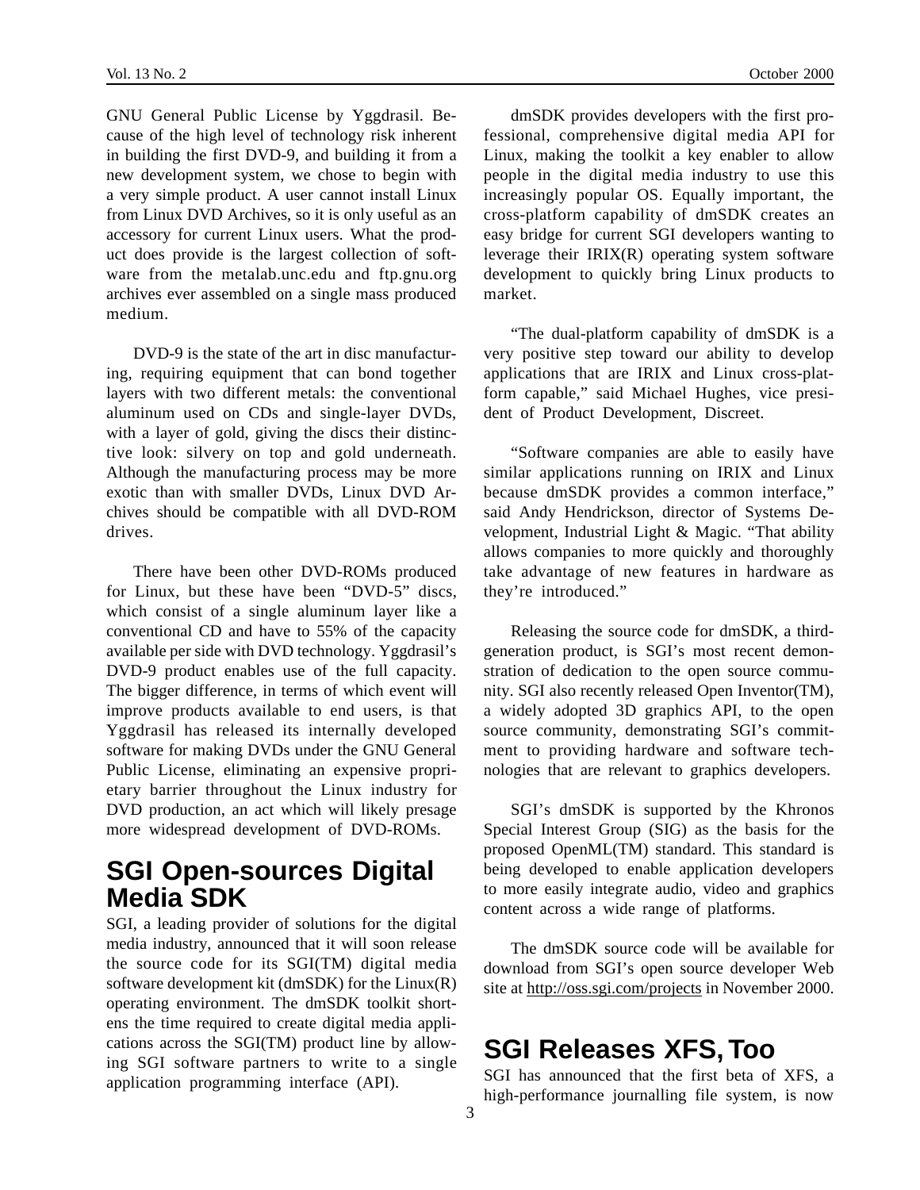GNU General Public License by Yggdrasil. Because of the high level of technology risk inherent in building the first DVD-9, and building it from a new development system, we chose to begin with a very simple product. A user cannot install Linux from Linux DVD Archives, so it is only useful as an accessory for current Linux users. What the product does provide is the largest collection of software from the metalab.unc.edu and ftp.gnu.org archives ever assembled on a single mass produced medium.

DVD-9 is the state of the art in disc manufacturing, requiring equipment that can bond together layers with two different metals: the conventional aluminum used on CDs and single-layer DVDs, with a layer of gold, giving the discs their distinctive look: silvery on top and gold underneath. Although the manufacturing process may be more exotic than with smaller DVDs, Linux DVD Archives should be compatible with all DVD-ROM drives.

There have been other DVD-ROMs produced for Linux, but these have been "DVD-5" discs, which consist of a single aluminum layer like a conventional CD and have to 55% of the capacity available per side with DVD technology. Yggdrasil's DVD-9 product enables use of the full capacity. The bigger difference, in terms of which event will improve products available to end users, is that Yggdrasil has released its internally developed software for making DVDs under the GNU General Public License, eliminating an expensive proprietary barrier throughout the Linux industry for DVD production, an act which will likely presage more widespread development of DVD-ROMs.

## SGI Open-sources Digital Media SDK

SGI, a leading provider of solutions for the digital media industry, announced that it will soon release the source code for its SGI(TM) digital media software development kit (dmSDK) for the Linux(R) operating environment. The dmSDK toolkit shortens the time required to create digital media applications across the SGI(TM) product line by allowing SGI software partners to write to a single application programming interface (API).

dmSDK provides developers with the first professional, comprehensive digital media API for Linux, making the toolkit a key enabler to allow people in the digital media industry to use this increasingly popular OS. Equally important, the cross-platform capability of dmSDK creates an easy bridge for current SGI developers wanting to leverage their IRIX(R) operating system software development to quickly bring Linux products to market.

"The dual-platform capability of dmSDK is a very positive step toward our ability to develop applications that are IRIX and Linux cross-platform capable," said Michael Hughes, vice president of Product Development, Discreet.

"Software companies are able to easily have similar applications running on IRIX and Linux because dmSDK provides a common interface," said Andy Hendrickson, director of Systems Development, Industrial Light & Magic. "That ability allows companies to more quickly and thoroughly take advantage of new features in hardware as they're introduced."

Releasing the source code for dmSDK, a third-generation product, is SGI's most recent demonstration of dedication to the open source community. SGI also recently released Open Inventor(TM), a widely adopted 3D graphics API, to the open source community, demonstrating SGI's commitment to providing hardware and software technologies that are relevant to graphics developers.

SGI's dmSDK is supported by the Khronos Special Interest Group (SIG) as the basis for the proposed OpenML(TM) standard. This standard is being developed to enable application developers to more easily integrate audio, video and graphics content across a wide range of platforms.

The dmSDK source code will be available for download from SGI's open source developer Web site at http://oss.sgi.com/projects in November 2000.

## SGI Releases XFS, Too

SGI has announced that the first beta of XFS, a high-performance journalling file system, is now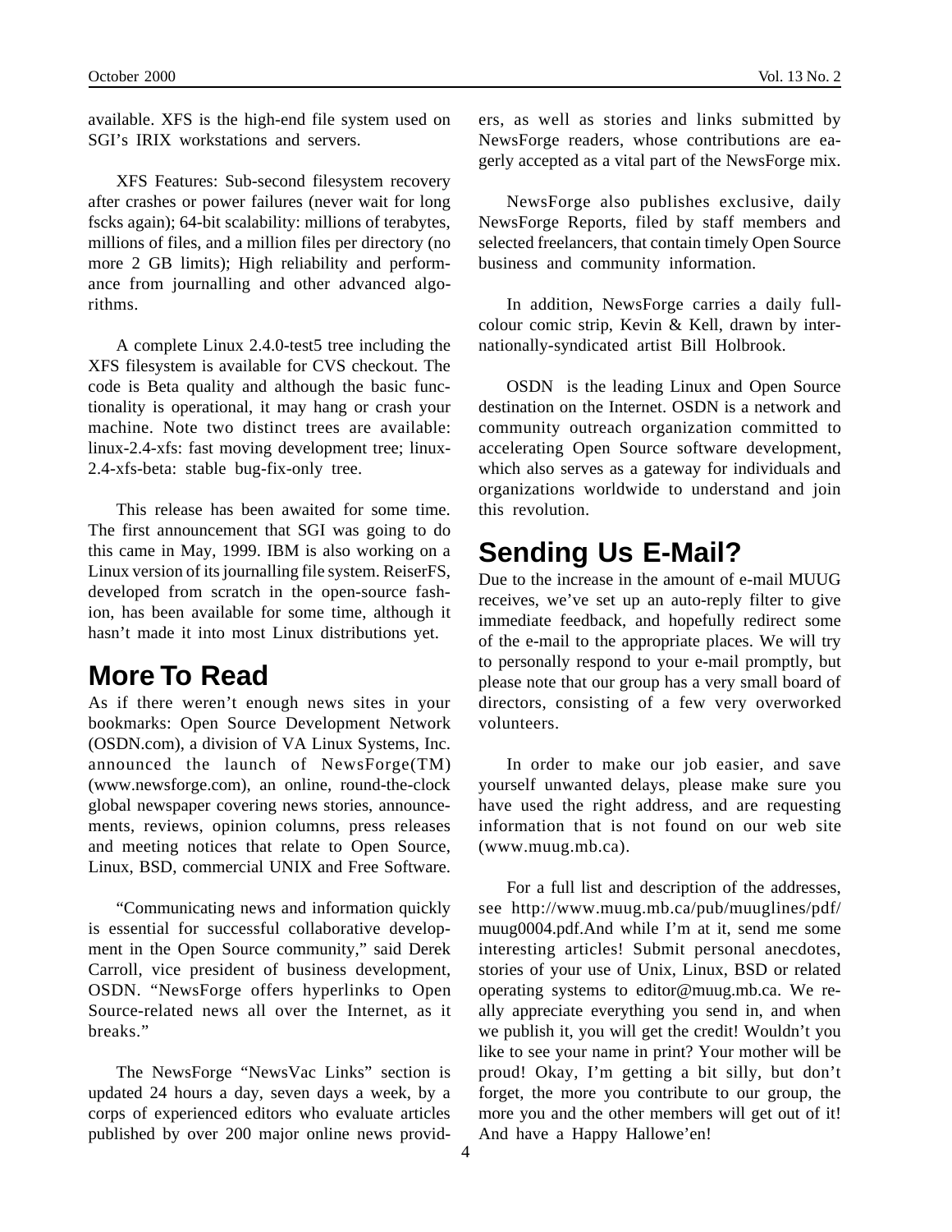available. XFS is the high-end file system used on SGI's IRIX workstations and servers.

XFS Features: Sub-second filesystem recovery after crashes or power failures (never wait for long fscks again); 64-bit scalability: millions of terabytes, millions of files, and a million files per directory (no more 2 GB limits); High reliability and performance from journalling and other advanced algorithms.

A complete Linux 2.4.0-test5 tree including the XFS filesystem is available for CVS checkout. The code is Beta quality and although the basic functionality is operational, it may hang or crash your machine. Note two distinct trees are available: linux-2.4-xfs: fast moving development tree; linux-2.4-xfs-beta: stable bug-fix-only tree.

This release has been awaited for some time. The first announcement that SGI was going to do this came in May, 1999. IBM is also working on a Linux version of its journalling file system. ReiserFS, developed from scratch in the open-source fashion, has been available for some time, although it hasn't made it into most Linux distributions yet.

## More To Read

As if there weren't enough news sites in your bookmarks: Open Source Development Network (OSDN.com), a division of VA Linux Systems, Inc. announced the launch of NewsForge(TM) (www.newsforge.com), an online, round-the-clock global newspaper covering news stories, announcements, reviews, opinion columns, press releases and meeting notices that relate to Open Source, Linux, BSD, commercial UNIX and Free Software.

"Communicating news and information quickly is essential for successful collaborative development in the Open Source community," said Derek Carroll, vice president of business development, OSDN. "NewsForge offers hyperlinks to Open Source-related news all over the Internet, as it breaks."

The NewsForge "NewsVac Links" section is updated 24 hours a day, seven days a week, by a corps of experienced editors who evaluate articles published by over 200 major online news providers, as well as stories and links submitted by NewsForge readers, whose contributions are eagerly accepted as a vital part of the NewsForge mix.

NewsForge also publishes exclusive, daily NewsForge Reports, filed by staff members and selected freelancers, that contain timely Open Source business and community information.

In addition, NewsForge carries a daily full-colour comic strip, Kevin & Kell, drawn by internationally-syndicated artist Bill Holbrook.

OSDN is the leading Linux and Open Source destination on the Internet. OSDN is a network and community outreach organization committed to accelerating Open Source software development, which also serves as a gateway for individuals and organizations worldwide to understand and join this revolution.

## Sending Us E-Mail?

Due to the increase in the amount of e-mail MUUG receives, we've set up an auto-reply filter to give immediate feedback, and hopefully redirect some of the e-mail to the appropriate places. We will try to personally respond to your e-mail promptly, but please note that our group has a very small board of directors, consisting of a few very overworked volunteers.

In order to make our job easier, and save yourself unwanted delays, please make sure you have used the right address, and are requesting information that is not found on our web site (www.muug.mb.ca).

For a full list and description of the addresses, see http://www.muug.mb.ca/pub/muuglines/pdf/muug0004.pdf.And while I'm at it, send me some interesting articles! Submit personal anecdotes, stories of your use of Unix, Linux, BSD or related operating systems to editor@muug.mb.ca. We really appreciate everything you send in, and when we publish it, you will get the credit! Wouldn't you like to see your name in print? Your mother will be proud! Okay, I'm getting a bit silly, but don't forget, the more you contribute to our group, the more you and the other members will get out of it! And have a Happy Hallowe'en!